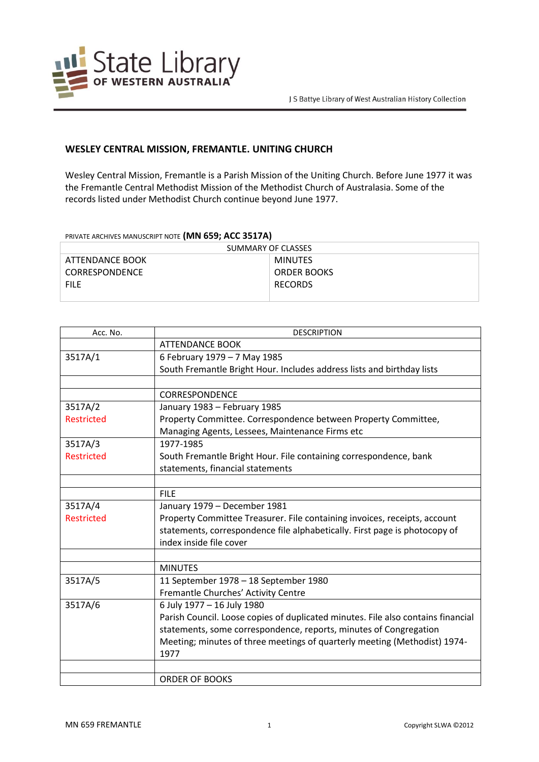State Library OF WESTERN AUSTRALIA

J S Battye Library of West Australian History Collection

## WESLEY CENTRAL MISSION, FREMANTLE. UNITING CHURCH

Wesley Central Mission, Fremantle is a Parish Mission of the Uniting Church. Before June 1977 it was the Fremantle Central Methodist Mission of the Methodist Church of Australasia. Some of the records listed under Methodist Church continue beyond June 1977.

PRIVATE ARCHIVES MANUSCRIPT NOTE **(MN 659; ACC 3517A)**

| SUMMARY OF CLASSES | |
|---|---|
| ATTENDANCE BOOK<br>CORRESPONDENCE<br>FILE | MINUTES<br>ORDER BOOKS<br>RECORDS |

| Acc. No. | DESCRIPTION |
|---|---|
| | ATTENDANCE BOOK |
| 3517A/1 | 6 February 1979 – 7 May 1985<br>South Fremantle Bright Hour. Includes address lists and birthday lists |
| | |
| | CORRESPONDENCE |
| 3517A/2<br>Restricted | January 1983 – February 1985<br>Property Committee. Correspondence between Property Committee, Managing Agents, Lessees, Maintenance Firms etc |
| 3517A/3<br>Restricted | 1977-1985<br>South Fremantle Bright Hour. File containing correspondence, bank statements, financial statements |
| | |
| | FILE |
| 3517A/4<br>Restricted | January 1979 – December 1981<br>Property Committee Treasurer. File containing invoices, receipts, account statements, correspondence file alphabetically. First page is photocopy of index inside file cover |
| | |
| | MINUTES |
| 3517A/5 | 11 September 1978 – 18 September 1980<br>Fremantle Churches' Activity Centre |
| 3517A/6 | 6 July 1977 – 16 July 1980<br>Parish Council. Loose copies of duplicated minutes. File also contains financial statements, some correspondence, reports, minutes of Congregation Meeting; minutes of three meetings of quarterly meeting (Methodist) 1974-1977 |
| | |
| | ORDER OF BOOKS |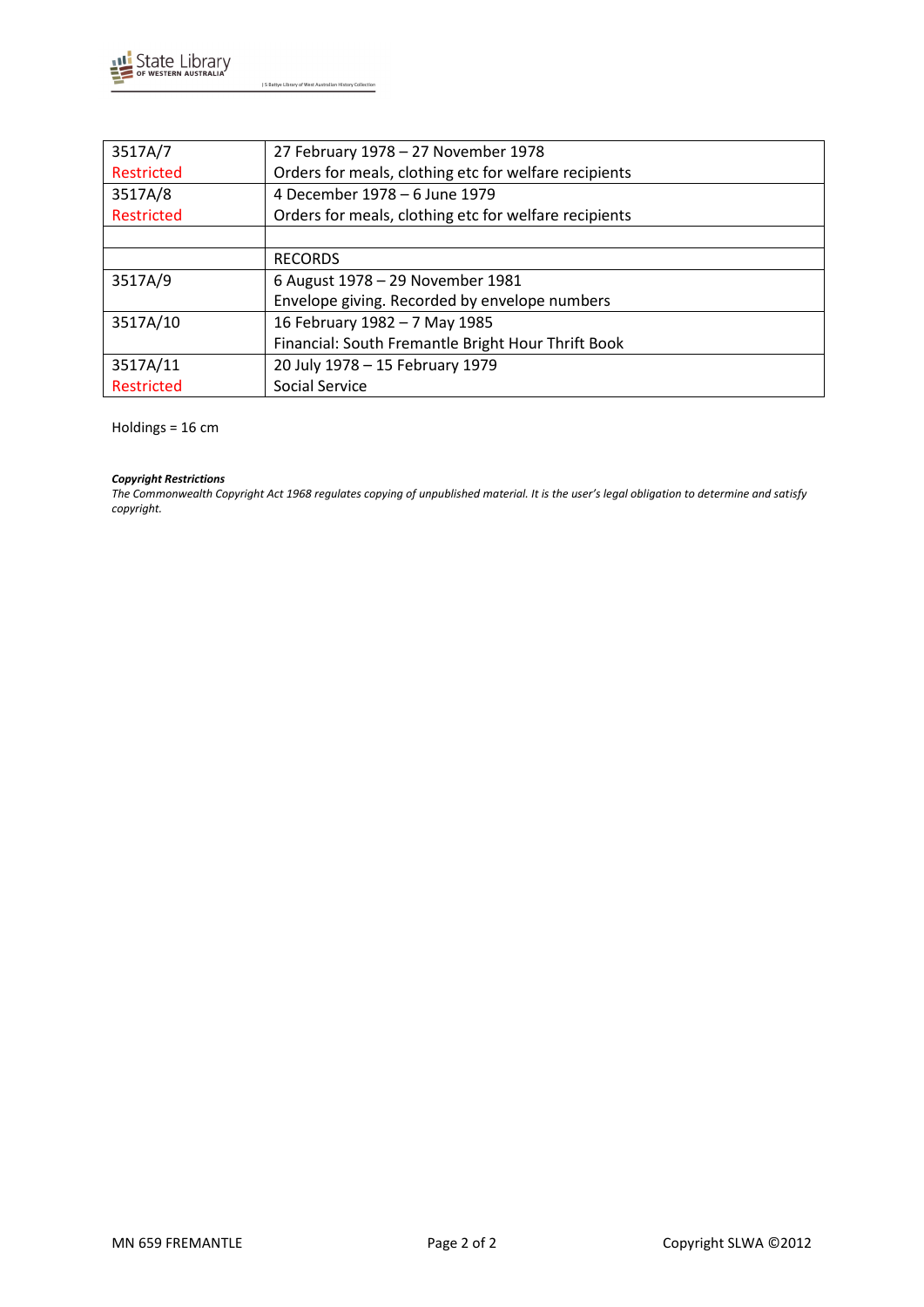| | |
|---|---|
| 3517A/7<br>Restricted | 27 February 1978 – 27 November 1978<br>Orders for meals, clothing etc for welfare recipients |
| 3517A/8<br>Restricted | 4 December 1978 – 6 June 1979<br>Orders for meals, clothing etc for welfare recipients |
| | |
| | RECORDS |
| 3517A/9 | 6 August 1978 – 29 November 1981<br>Envelope giving. Recorded by envelope numbers |
| 3517A/10 | 16 February 1982 – 7 May 1985<br>Financial: South Fremantle Bright Hour Thrift Book |
| 3517A/11<br>Restricted | 20 July 1978 – 15 February 1979<br>Social Service |

Holdings = 16 cm

***Copyright Restrictions***

*The Commonwealth Copyright Act 1968 regulates copying of unpublished material. It is the user's legal obligation to determine and satisfy copyright.*